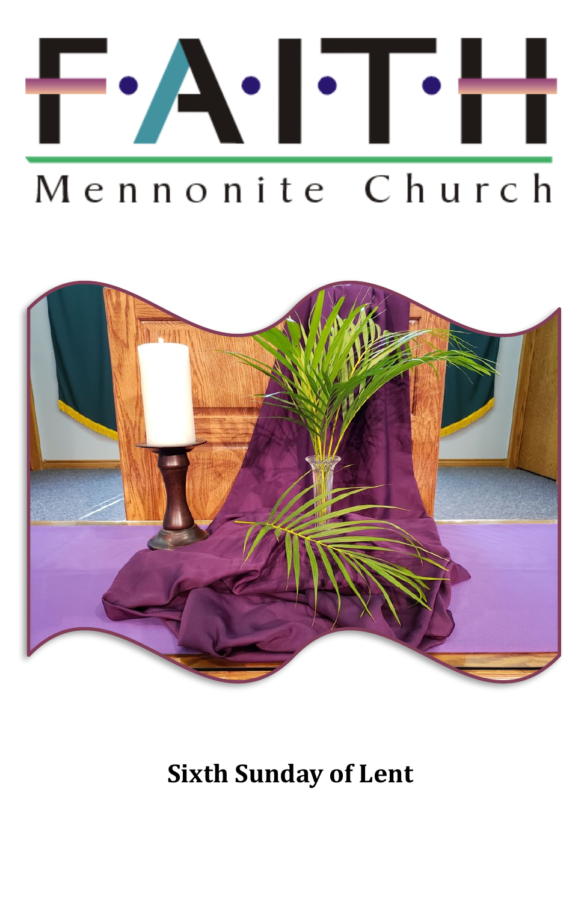# F·A·I·T·H

## Mennonite Church

**Sixth Sunday of Lent**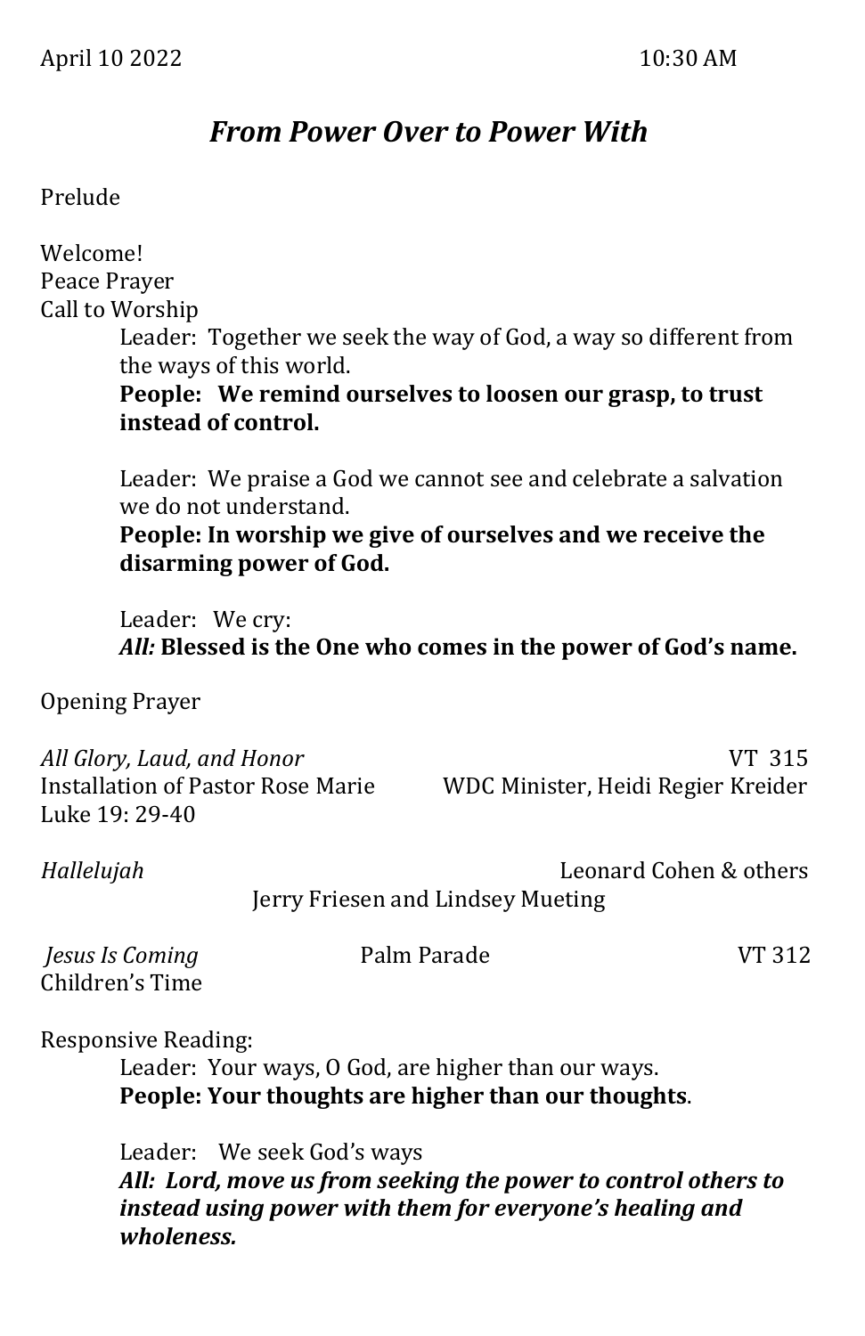April 10 2022 10:30 AM

# *From Power Over to Power With*

Prelude

Welcome!
Peace Prayer
Call to Worship

Leader: Together we seek the way of God, a way so different from the ways of this world.
**People: We remind ourselves to loosen our grasp, to trust instead of control.**

Leader: We praise a God we cannot see and celebrate a salvation we do not understand.
**People: In worship we give of ourselves and we receive the disarming power of God.**

Leader: We cry:
***All:*** **Blessed is the One who comes in the power of God's name.**

Opening Prayer

*All Glory, Laud, and Honor* VT 315
Installation of Pastor Rose Marie WDC Minister, Heidi Regier Kreider
Luke 19: 29-40

*Hallelujah* Leonard Cohen & others
Jerry Friesen and Lindsey Mueting

*Jesus Is Coming* Palm Parade VT 312
Children's Time

Responsive Reading:

Leader: Your ways, O God, are higher than our ways.
**People: Your thoughts are higher than our thoughts**.

Leader: We seek God's ways
***All: Lord, move us from seeking the power to control others to instead using power with them for everyone's healing and wholeness.***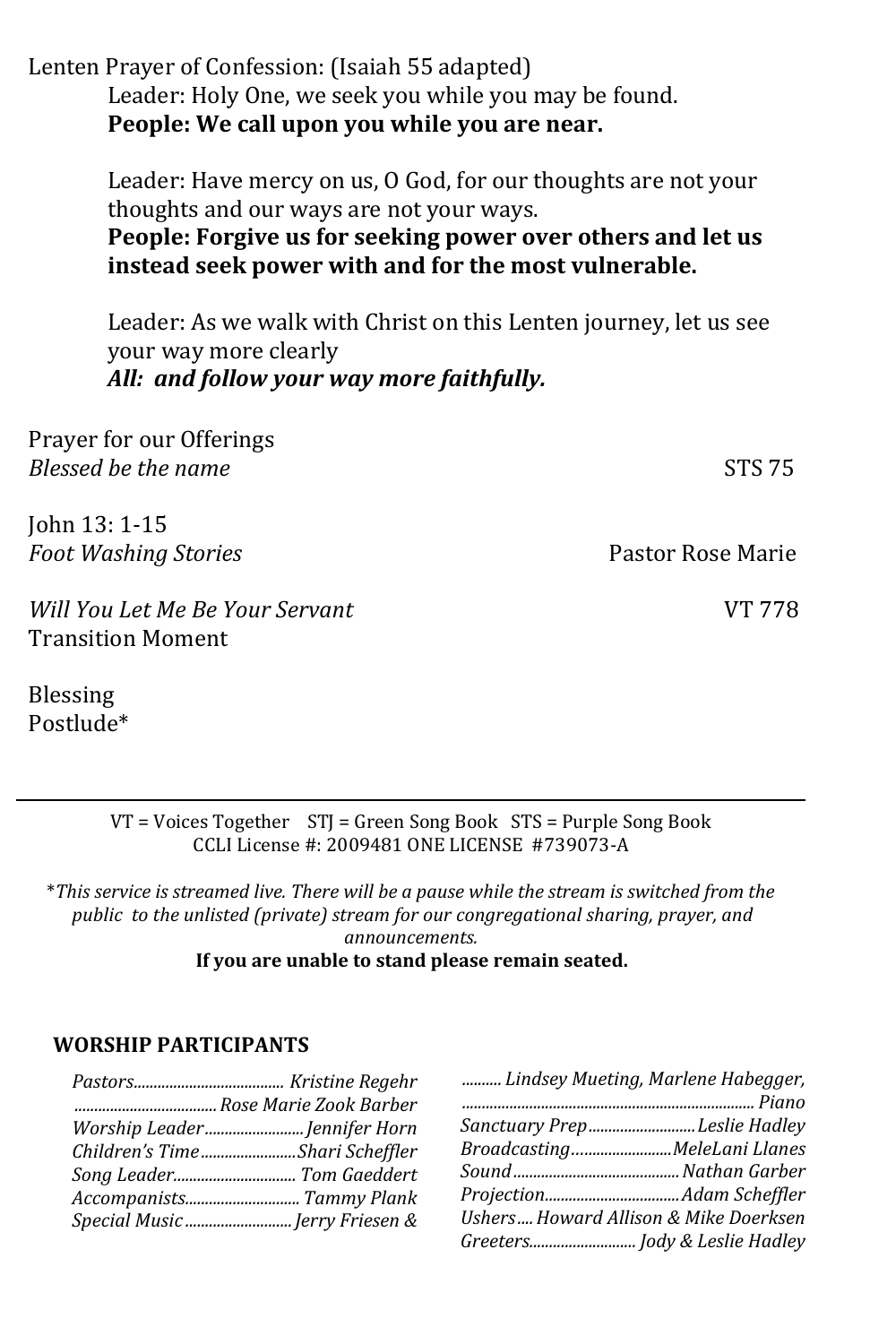Lenten Prayer of Confession: (Isaiah 55 adapted)

Leader: Holy One, we seek you while you may be found.
**People: We call upon you while you are near.**

Leader: Have mercy on us, O God, for our thoughts are not your thoughts and our ways are not your ways.
**People: Forgive us for seeking power over others and let us instead seek power with and for the most vulnerable.**

Leader: As we walk with Christ on this Lenten journey, let us see your way more clearly
***All: and follow your way more faithfully.***

Prayer for our Offerings
*Blessed be the name* — STS 75

John 13: 1-15
*Foot Washing Stories* — Pastor Rose Marie

*Will You Let Me Be Your Servant* — VT 778
Transition Moment

Blessing
Postlude*

---

VT = Voices Together  STJ = Green Song Book  STS = Purple Song Book
CCLI License #: 2009481 ONE LICENSE #739073-A

**This service is streamed live. There will be a pause while the stream is switched from the public to the unlisted (private) stream for our congregational sharing, prayer, and announcements.*

**If you are unable to stand please remain seated.**

### WORSHIP PARTICIPANTS

*Pastors...................................... Kristine Regehr*
*.................................... Rose Marie Zook Barber*
*Worship Leader......................... Jennifer Horn*
*Children's Time........................Shari Scheffler*
*Song Leader............................... Tom Gaeddert*
*Accompanists............................ Tammy Plank*
*Special Music ........................... Jerry Friesen &*
*.......... Lindsey Mueting, Marlene Habegger,*
*......................................................................... Piano*
*Sanctuary Prep...........................Leslie Hadley*
*Broadcasting..........................MeleLani Llanes*
*Sound ..........................................Nathan Garber*
*Projection..................................Adam Scheffler*
*Ushers.... Howard Allison & Mike Doerksen*
*Greeters........................... Jody & Leslie Hadley*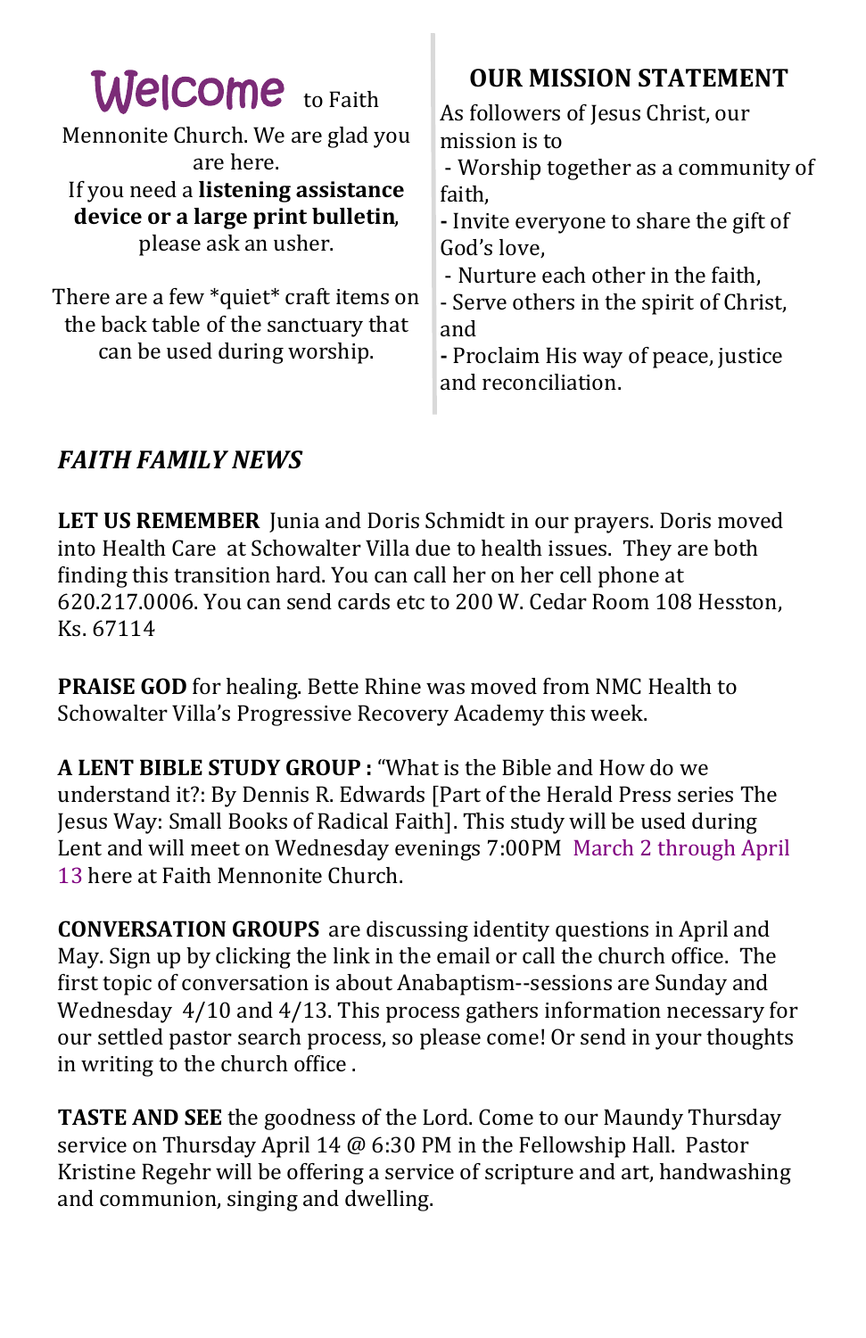Welcome to Faith Mennonite Church. We are glad you are here.
If you need a **listening assistance device or a large print bulletin**, please ask an usher.

There are a few *quiet* craft items on the back table of the sanctuary that can be used during worship.

## OUR MISSION STATEMENT

As followers of Jesus Christ, our mission is to

- Worship together as a community of faith,
- Invite everyone to share the gift of God's love,
- Nurture each other in the faith,
- Serve others in the spirit of Christ, and
- Proclaim His way of peace, justice and reconciliation.

## *FAITH FAMILY NEWS*

**LET US REMEMBER** Junia and Doris Schmidt in our prayers. Doris moved into Health Care at Schowalter Villa due to health issues. They are both finding this transition hard. You can call her on her cell phone at 620.217.0006. You can send cards etc to 200 W. Cedar Room 108 Hesston, Ks. 67114

**PRAISE GOD** for healing. Bette Rhine was moved from NMC Health to Schowalter Villa's Progressive Recovery Academy this week.

**A LENT BIBLE STUDY GROUP :** "What is the Bible and How do we understand it?: By Dennis R. Edwards [Part of the Herald Press series The Jesus Way: Small Books of Radical Faith]. This study will be used during Lent and will meet on Wednesday evenings 7:00PM March 2 through April 13 here at Faith Mennonite Church.

**CONVERSATION GROUPS** are discussing identity questions in April and May. Sign up by clicking the link in the email or call the church office. The first topic of conversation is about Anabaptism--sessions are Sunday and Wednesday 4/10 and 4/13. This process gathers information necessary for our settled pastor search process, so please come! Or send in your thoughts in writing to the church office .

**TASTE AND SEE** the goodness of the Lord. Come to our Maundy Thursday service on Thursday April 14 @ 6:30 PM in the Fellowship Hall. Pastor Kristine Regehr will be offering a service of scripture and art, handwashing and communion, singing and dwelling.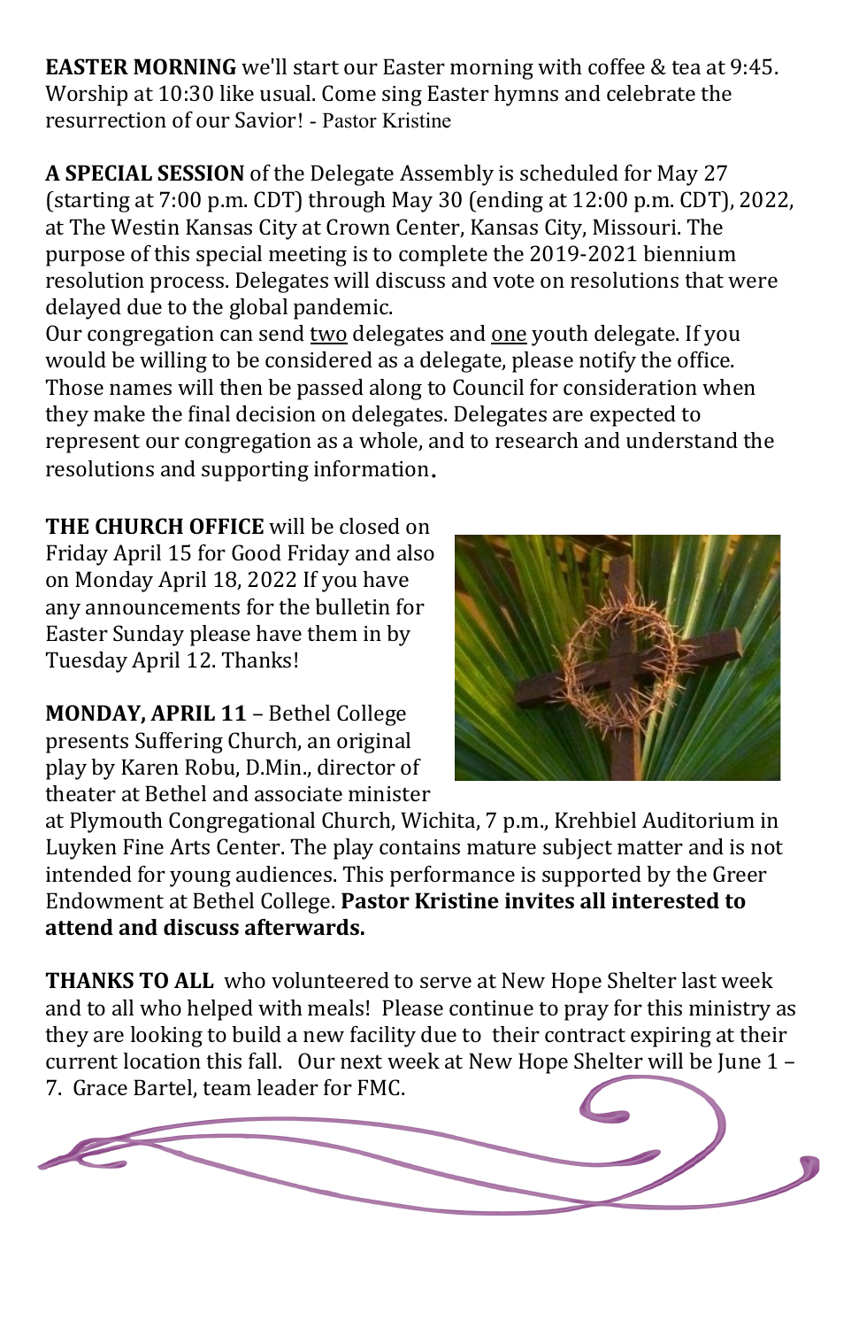**EASTER MORNING** we'll start our Easter morning with coffee & tea at 9:45. Worship at 10:30 like usual. Come sing Easter hymns and celebrate the resurrection of our Savior! - Pastor Kristine

**A SPECIAL SESSION** of the Delegate Assembly is scheduled for May 27 (starting at 7:00 p.m. CDT) through May 30 (ending at 12:00 p.m. CDT), 2022, at The Westin Kansas City at Crown Center, Kansas City, Missouri. The purpose of this special meeting is to complete the 2019-2021 biennium resolution process. Delegates will discuss and vote on resolutions that were delayed due to the global pandemic.

Our congregation can send <u>two</u> delegates and <u>one</u> youth delegate. If you would be willing to be considered as a delegate, please notify the office. Those names will then be passed along to Council for consideration when they make the final decision on delegates. Delegates are expected to represent our congregation as a whole, and to research and understand the resolutions and supporting information.

**THE CHURCH OFFICE** will be closed on Friday April 15 for Good Friday and also on Monday April 18, 2022 If you have any announcements for the bulletin for Easter Sunday please have them in by Tuesday April 12. Thanks!

**MONDAY, APRIL 11** – Bethel College presents Suffering Church, an original play by Karen Robu, D.Min., director of theater at Bethel and associate minister at Plymouth Congregational Church, Wichita, 7 p.m., Krehbiel Auditorium in Luyken Fine Arts Center. The play contains mature subject matter and is not intended for young audiences. This performance is supported by the Greer Endowment at Bethel College. **Pastor Kristine invites all interested to attend and discuss afterwards.**

**THANKS TO ALL** who volunteered to serve at New Hope Shelter last week and to all who helped with meals! Please continue to pray for this ministry as they are looking to build a new facility due to their contract expiring at their current location this fall. Our next week at New Hope Shelter will be June 1 – 7. Grace Bartel, team leader for FMC.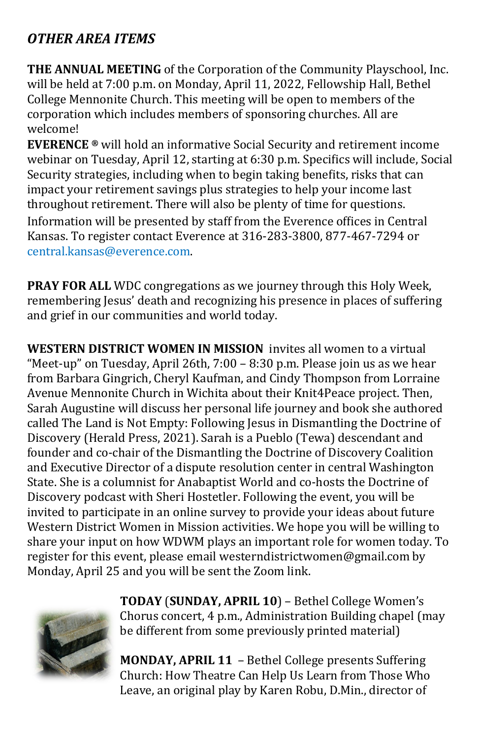## *OTHER AREA ITEMS*

**THE ANNUAL MEETING** of the Corporation of the Community Playschool, Inc. will be held at 7:00 p.m. on Monday, April 11, 2022, Fellowship Hall, Bethel College Mennonite Church. This meeting will be open to members of the corporation which includes members of sponsoring churches. All are welcome!

**EVERENCE ®** will hold an informative Social Security and retirement income webinar on Tuesday, April 12, starting at 6:30 p.m. Specifics will include, Social Security strategies, including when to begin taking benefits, risks that can impact your retirement savings plus strategies to help your income last throughout retirement. There will also be plenty of time for questions. Information will be presented by staff from the Everence offices in Central Kansas. To register contact Everence at 316-283-3800, 877-467-7294 or central.kansas@everence.com.

**PRAY FOR ALL** WDC congregations as we journey through this Holy Week, remembering Jesus' death and recognizing his presence in places of suffering and grief in our communities and world today.

**WESTERN DISTRICT WOMEN IN MISSION** invites all women to a virtual "Meet-up" on Tuesday, April 26th, 7:00 – 8:30 p.m. Please join us as we hear from Barbara Gingrich, Cheryl Kaufman, and Cindy Thompson from Lorraine Avenue Mennonite Church in Wichita about their Knit4Peace project. Then, Sarah Augustine will discuss her personal life journey and book she authored called The Land is Not Empty: Following Jesus in Dismantling the Doctrine of Discovery (Herald Press, 2021). Sarah is a Pueblo (Tewa) descendant and founder and co-chair of the Dismantling the Doctrine of Discovery Coalition and Executive Director of a dispute resolution center in central Washington State. She is a columnist for Anabaptist World and co-hosts the Doctrine of Discovery podcast with Sheri Hostetler. Following the event, you will be invited to participate in an online survey to provide your ideas about future Western District Women in Mission activities. We hope you will be willing to share your input on how WDWM plays an important role for women today. To register for this event, please email westerndistrictwomen@gmail.com by Monday, April 25 and you will be sent the Zoom link.

**TODAY** (**SUNDAY, APRIL 10**) – Bethel College Women's Chorus concert, 4 p.m., Administration Building chapel (may be different from some previously printed material)

**MONDAY, APRIL 11** – Bethel College presents Suffering Church: How Theatre Can Help Us Learn from Those Who Leave, an original play by Karen Robu, D.Min., director of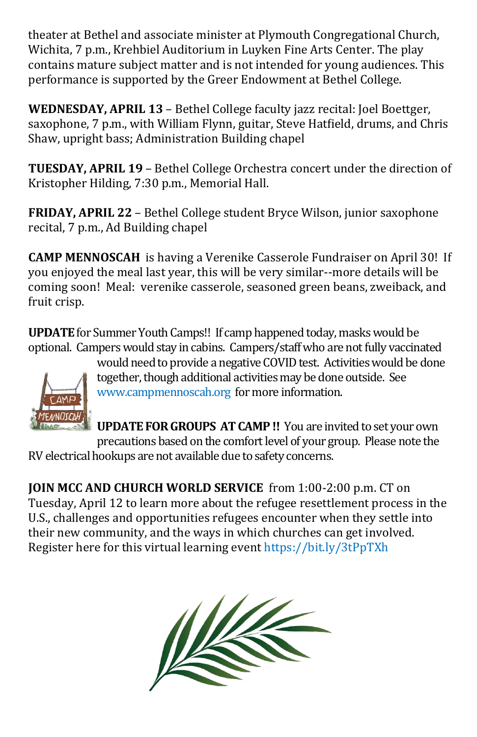theater at Bethel and associate minister at Plymouth Congregational Church, Wichita, 7 p.m., Krehbiel Auditorium in Luyken Fine Arts Center. The play contains mature subject matter and is not intended for young audiences. This performance is supported by the Greer Endowment at Bethel College.

**WEDNESDAY, APRIL 13** – Bethel College faculty jazz recital: Joel Boettger, saxophone, 7 p.m., with William Flynn, guitar, Steve Hatfield, drums, and Chris Shaw, upright bass; Administration Building chapel

**TUESDAY, APRIL 19** – Bethel College Orchestra concert under the direction of Kristopher Hilding, 7:30 p.m., Memorial Hall.

**FRIDAY, APRIL 22** – Bethel College student Bryce Wilson, junior saxophone recital, 7 p.m., Ad Building chapel

**CAMP MENNOSCAH** is having a Verenike Casserole Fundraiser on April 30! If you enjoyed the meal last year, this will be very similar--more details will be coming soon! Meal: verenike casserole, seasoned green beans, zweiback, and fruit crisp.

**UPDATE** for Summer Youth Camps!! If camp happened today, masks would be optional. Campers would stay in cabins. Campers/staff who are not fully vaccinated would need to provide a negative COVID test. Activities would be done together, though additional activities may be done outside. See www.campmennoscah.org for more information.

**UPDATE FOR GROUPS AT CAMP !!** You are invited to set your own precautions based on the comfort level of your group. Please note the RV electrical hookups are not available due to safety concerns.

**JOIN MCC AND CHURCH WORLD SERVICE** from 1:00-2:00 p.m. CT on Tuesday, April 12 to learn more about the refugee resettlement process in the U.S., challenges and opportunities refugees encounter when they settle into their new community, and the ways in which churches can get involved. Register here for this virtual learning event https://bit.ly/3tPpTXh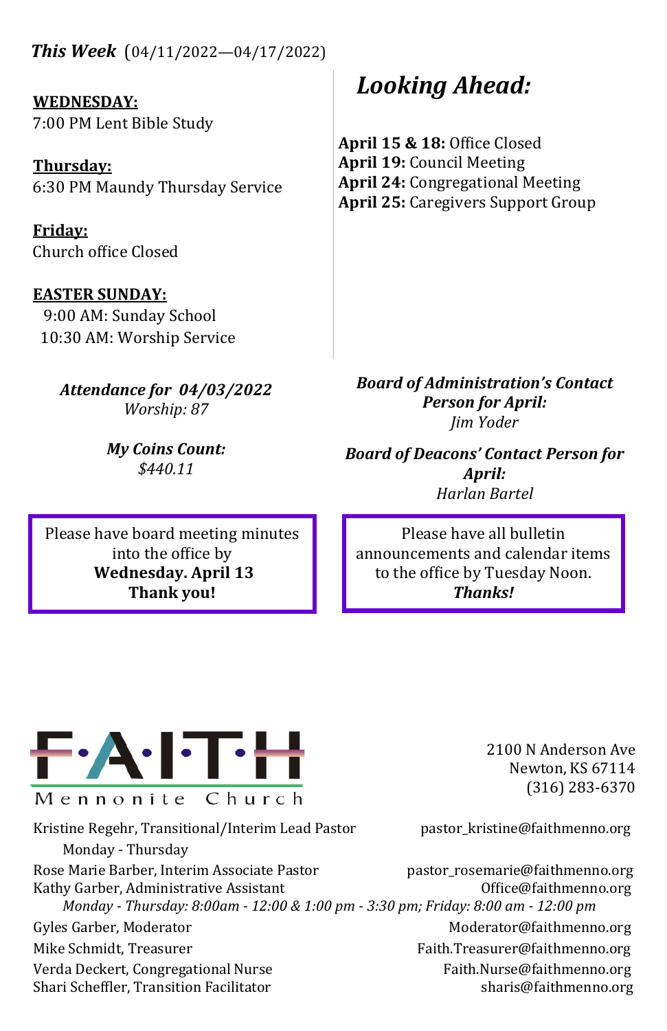## *This Week* (04/11/2022—04/17/2022)

**WEDNESDAY:**
7:00 PM Lent Bible Study

**Thursday:**
6:30 PM Maundy Thursday Service

**Friday:**
Church office Closed

**EASTER SUNDAY:**
9:00 AM: Sunday School
10:30 AM: Worship Service

***Attendance for 04/03/2022***
*Worship: 87*

***My Coins Count:***
*$440.11*

Please have board meeting minutes into the office by
**Wednesday. April 13**
**Thank you!**

## *Looking Ahead:*

**April 15 & 18:** Office Closed
**April 19:** Council Meeting
**April 24:** Congregational Meeting
**April 25:** Caregivers Support Group

***Board of Administration's Contact Person for April:***
*Jim Yoder*

***Board of Deacons' Contact Person for April:***
*Harlan Bartel*

Please have all bulletin announcements and calendar items to the office by Tuesday Noon.
***Thanks!***

FAITH
Mennonite Church

2100 N Anderson Ave
Newton, KS 67114
(316) 283-6370

Kristine Regehr, Transitional/Interim Lead Pastor — pastor_kristine@faithmenno.org
Monday - Thursday
Rose Marie Barber, Interim Associate Pastor — pastor_rosemarie@faithmenno.org
Kathy Garber, Administrative Assistant — Office@faithmenno.org
*Monday - Thursday: 8:00am - 12:00 & 1:00 pm - 3:30 pm; Friday: 8:00 am - 12:00 pm*
Gyles Garber, Moderator — Moderator@faithmenno.org
Mike Schmidt, Treasurer — Faith.Treasurer@faithmenno.org
Verda Deckert, Congregational Nurse — Faith.Nurse@faithmenno.org
Shari Scheffler, Transition Facilitator — sharis@faithmenno.org